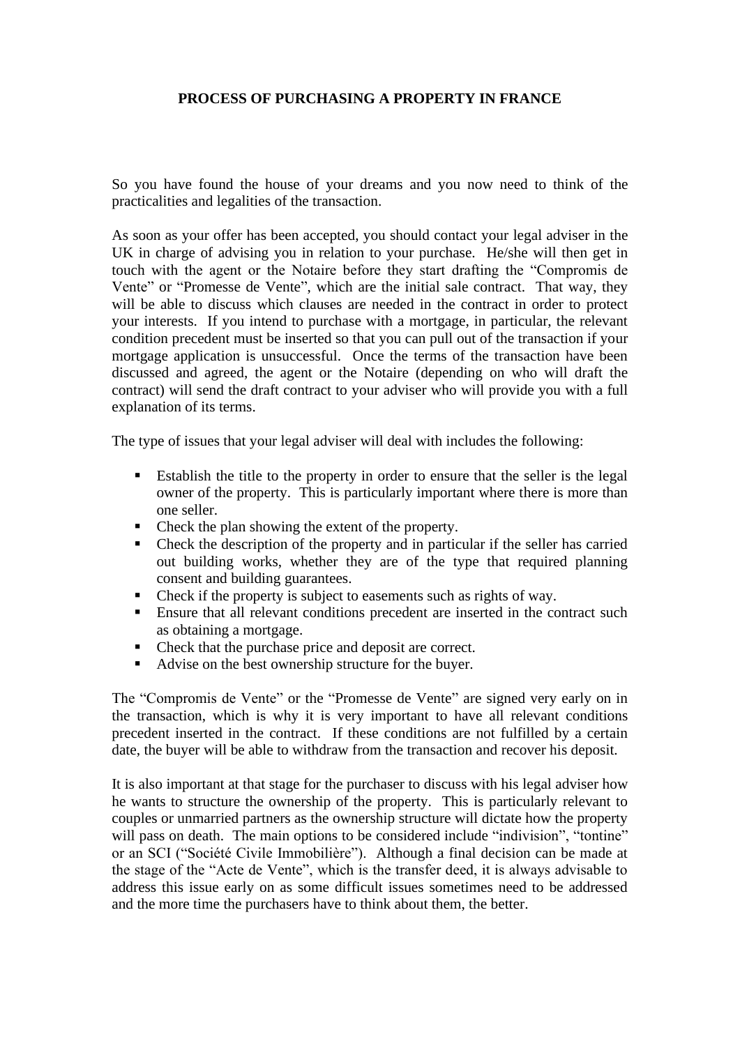# PROCESS OF PURCHASING A PROPERTY IN FRANCE

So you have found the house of your dreams and you now need to think of the practicalities and legalities of the transaction.

As soon as your offer has been accepted, you should contact your legal adviser in the UK in charge of advising you in relation to your purchase. He/she will then get in touch with the agent or the Notaire before they start drafting the "Compromis de Vente" or "Promesse de Vente", which are the initial sale contract. That way, they will be able to discuss which clauses are needed in the contract in order to protect your interests. If you intend to purchase with a mortgage, in particular, the relevant condition precedent must be inserted so that you can pull out of the transaction if your mortgage application is unsuccessful. Once the terms of the transaction have been discussed and agreed, the agent or the Notaire (depending on who will draft the contract) will send the draft contract to your adviser who will provide you with a full explanation of its terms.

The type of issues that your legal adviser will deal with includes the following:

- Establish the title to the property in order to ensure that the seller is the legal owner of the property. This is particularly important where there is more than one seller.
- Check the plan showing the extent of the property.
- Check the description of the property and in particular if the seller has carried out building works, whether they are of the type that required planning consent and building guarantees.
- Check if the property is subject to easements such as rights of way.
- Ensure that all relevant conditions precedent are inserted in the contract such as obtaining a mortgage.
- Check that the purchase price and deposit are correct.
- Advise on the best ownership structure for the buyer.

The "Compromis de Vente" or the "Promesse de Vente" are signed very early on in the transaction, which is why it is very important to have all relevant conditions precedent inserted in the contract. If these conditions are not fulfilled by a certain date, the buyer will be able to withdraw from the transaction and recover his deposit.

It is also important at that stage for the purchaser to discuss with his legal adviser how he wants to structure the ownership of the property. This is particularly relevant to couples or unmarried partners as the ownership structure will dictate how the property will pass on death. The main options to be considered include "indivision", "tontine" or an SCI ("Société Civile Immobilière"). Although a final decision can be made at the stage of the "Acte de Vente", which is the transfer deed, it is always advisable to address this issue early on as some difficult issues sometimes need to be addressed and the more time the purchasers have to think about them, the better.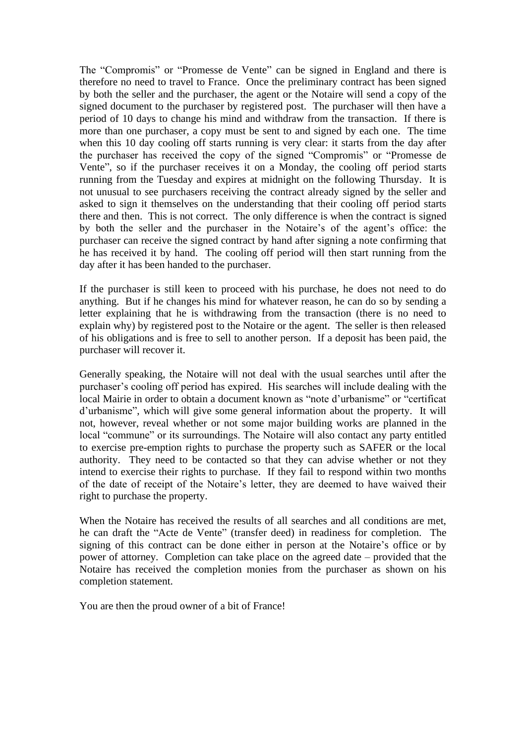The "Compromis" or "Promesse de Vente" can be signed in England and there is therefore no need to travel to France. Once the preliminary contract has been signed by both the seller and the purchaser, the agent or the Notaire will send a copy of the signed document to the purchaser by registered post. The purchaser will then have a period of 10 days to change his mind and withdraw from the transaction. If there is more than one purchaser, a copy must be sent to and signed by each one. The time when this 10 day cooling off starts running is very clear: it starts from the day after the purchaser has received the copy of the signed "Compromis" or "Promesse de Vente", so if the purchaser receives it on a Monday, the cooling off period starts running from the Tuesday and expires at midnight on the following Thursday. It is not unusual to see purchasers receiving the contract already signed by the seller and asked to sign it themselves on the understanding that their cooling off period starts there and then. This is not correct. The only difference is when the contract is signed by both the seller and the purchaser in the Notaire's of the agent's office: the purchaser can receive the signed contract by hand after signing a note confirming that he has received it by hand. The cooling off period will then start running from the day after it has been handed to the purchaser.

If the purchaser is still keen to proceed with his purchase, he does not need to do anything. But if he changes his mind for whatever reason, he can do so by sending a letter explaining that he is withdrawing from the transaction (there is no need to explain why) by registered post to the Notaire or the agent. The seller is then released of his obligations and is free to sell to another person. If a deposit has been paid, the purchaser will recover it.

Generally speaking, the Notaire will not deal with the usual searches until after the purchaser's cooling off period has expired. His searches will include dealing with the local Mairie in order to obtain a document known as "note d'urbanisme" or "certificat d'urbanisme", which will give some general information about the property. It will not, however, reveal whether or not some major building works are planned in the local "commune" or its surroundings. The Notaire will also contact any party entitled to exercise pre-emption rights to purchase the property such as SAFER or the local authority. They need to be contacted so that they can advise whether or not they intend to exercise their rights to purchase. If they fail to respond within two months of the date of receipt of the Notaire's letter, they are deemed to have waived their right to purchase the property.

When the Notaire has received the results of all searches and all conditions are met, he can draft the "Acte de Vente" (transfer deed) in readiness for completion. The signing of this contract can be done either in person at the Notaire's office or by power of attorney. Completion can take place on the agreed date – provided that the Notaire has received the completion monies from the purchaser as shown on his completion statement.

You are then the proud owner of a bit of France!